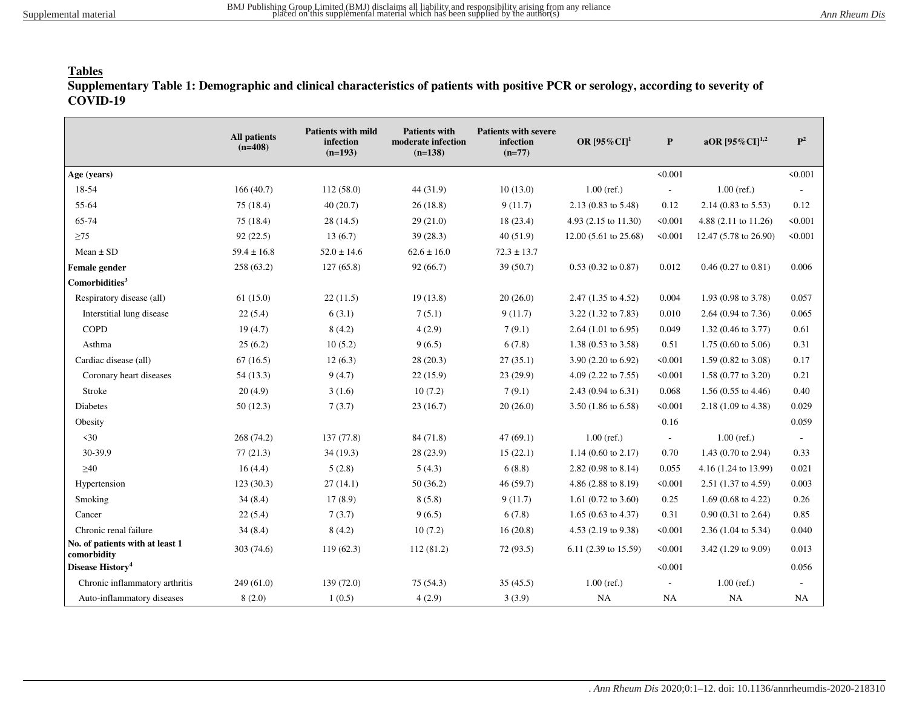## Tables

### Supplementary Table 1: Demographic and clinical characteristics of patients with positive PCR or serology, according to severity of COVID-19

| | All patients (n=408) | Patients with mild infection (n=193) | Patients with moderate infection (n=138) | Patients with severe infection (n=77) | OR [95%CI][1] | P | aOR [95%CI][1,2] | P[2] |
|---|---|---|---|---|---|---|---|---|
| **Age (years)** | | | | | | <0.001 | | <0.001 |
| 18-54 | 166 (40.7) | 112 (58.0) | 44 (31.9) | 10 (13.0) | 1.00 (ref.) | - | 1.00 (ref.) | - |
| 55-64 | 75 (18.4) | 40 (20.7) | 26 (18.8) | 9 (11.7) | 2.13 (0.83 to 5.48) | 0.12 | 2.14 (0.83 to 5.53) | 0.12 |
| 65-74 | 75 (18.4) | 28 (14.5) | 29 (21.0) | 18 (23.4) | 4.93 (2.15 to 11.30) | <0.001 | 4.88 (2.11 to 11.26) | <0.001 |
| ≥75 | 92 (22.5) | 13 (6.7) | 39 (28.3) | 40 (51.9) | 12.00 (5.61 to 25.68) | <0.001 | 12.47 (5.78 to 26.90) | <0.001 |
| Mean ± SD | 59.4 ± 16.8 | 52.0 ± 14.6 | 62.6 ± 16.0 | 72.3 ± 13.7 | | | | |
| **Female gender** | 258 (63.2) | 127 (65.8) | 92 (66.7) | 39 (50.7) | 0.53 (0.32 to 0.87) | 0.012 | 0.46 (0.27 to 0.81) | 0.006 |
| **Comorbidities[3]** | | | | | | | | |
| Respiratory disease (all) | 61 (15.0) | 22 (11.5) | 19 (13.8) | 20 (26.0) | 2.47 (1.35 to 4.52) | 0.004 | 1.93 (0.98 to 3.78) | 0.057 |
| Interstitial lung disease | 22 (5.4) | 6 (3.1) | 7 (5.1) | 9 (11.7) | 3.22 (1.32 to 7.83) | 0.010 | 2.64 (0.94 to 7.36) | 0.065 |
| COPD | 19 (4.7) | 8 (4.2) | 4 (2.9) | 7 (9.1) | 2.64 (1.01 to 6.95) | 0.049 | 1.32 (0.46 to 3.77) | 0.61 |
| Asthma | 25 (6.2) | 10 (5.2) | 9 (6.5) | 6 (7.8) | 1.38 (0.53 to 3.58) | 0.51 | 1.75 (0.60 to 5.06) | 0.31 |
| Cardiac disease (all) | 67 (16.5) | 12 (6.3) | 28 (20.3) | 27 (35.1) | 3.90 (2.20 to 6.92) | <0.001 | 1.59 (0.82 to 3.08) | 0.17 |
| Coronary heart diseases | 54 (13.3) | 9 (4.7) | 22 (15.9) | 23 (29.9) | 4.09 (2.22 to 7.55) | <0.001 | 1.58 (0.77 to 3.20) | 0.21 |
| Stroke | 20 (4.9) | 3 (1.6) | 10 (7.2) | 7 (9.1) | 2.43 (0.94 to 6.31) | 0.068 | 1.56 (0.55 to 4.46) | 0.40 |
| Diabetes | 50 (12.3) | 7 (3.7) | 23 (16.7) | 20 (26.0) | 3.50 (1.86 to 6.58) | <0.001 | 2.18 (1.09 to 4.38) | 0.029 |
| Obesity | | | | | | 0.16 | | 0.059 |
| <30 | 268 (74.2) | 137 (77.8) | 84 (71.8) | 47 (69.1) | 1.00 (ref.) | - | 1.00 (ref.) | - |
| 30-39.9 | 77 (21.3) | 34 (19.3) | 28 (23.9) | 15 (22.1) | 1.14 (0.60 to 2.17) | 0.70 | 1.43 (0.70 to 2.94) | 0.33 |
| ≥40 | 16 (4.4) | 5 (2.8) | 5 (4.3) | 6 (8.8) | 2.82 (0.98 to 8.14) | 0.055 | 4.16 (1.24 to 13.99) | 0.021 |
| Hypertension | 123 (30.3) | 27 (14.1) | 50 (36.2) | 46 (59.7) | 4.86 (2.88 to 8.19) | <0.001 | 2.51 (1.37 to 4.59) | 0.003 |
| Smoking | 34 (8.4) | 17 (8.9) | 8 (5.8) | 9 (11.7) | 1.61 (0.72 to 3.60) | 0.25 | 1.69 (0.68 to 4.22) | 0.26 |
| Cancer | 22 (5.4) | 7 (3.7) | 9 (6.5) | 6 (7.8) | 1.65 (0.63 to 4.37) | 0.31 | 0.90 (0.31 to 2.64) | 0.85 |
| Chronic renal failure | 34 (8.4) | 8 (4.2) | 10 (7.2) | 16 (20.8) | 4.53 (2.19 to 9.38) | <0.001 | 2.36 (1.04 to 5.34) | 0.040 |
| **No. of patients with at least 1 comorbidity** | 303 (74.6) | 119 (62.3) | 112 (81.2) | 72 (93.5) | 6.11 (2.39 to 15.59) | <0.001 | 3.42 (1.29 to 9.09) | 0.013 |
| **Disease History[4]** | | | | | | <0.001 | | 0.056 |
| Chronic inflammatory arthritis | 249 (61.0) | 139 (72.0) | 75 (54.3) | 35 (45.5) | 1.00 (ref.) | - | 1.00 (ref.) | - |
| Auto-inflammatory diseases | 8 (2.0) | 1 (0.5) | 4 (2.9) | 3 (3.9) | NA | NA | NA | NA |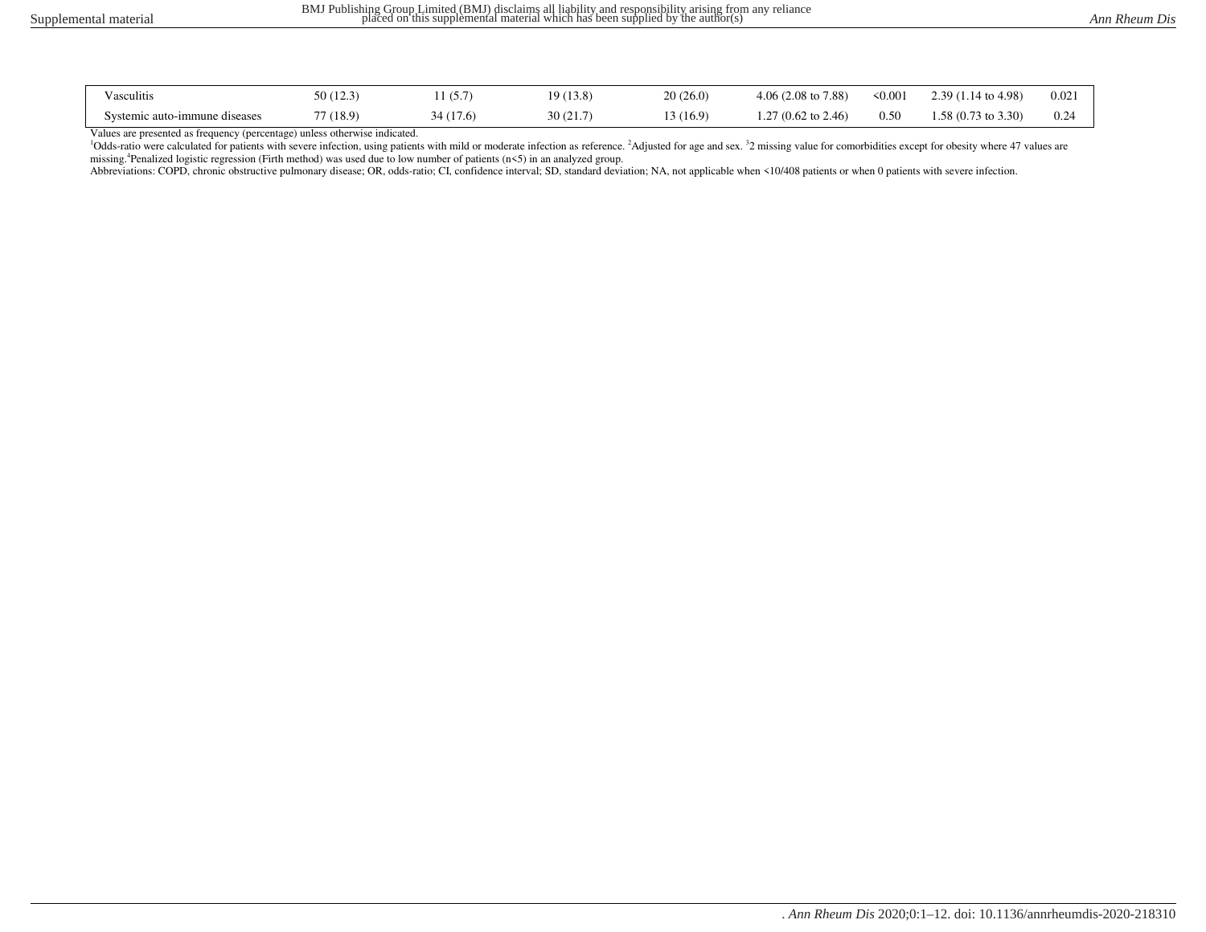| | | | | | | | | |
|---|---|---|---|---|---|---|---|---|
| Vasculitis | 50 (12.3) | 11 (5.7) | 19 (13.8) | 20 (26.0) | 4.06 (2.08 to 7.88) | <0.001 | 2.39 (1.14 to 4.98) | 0.021 |
| Systemic auto-immune diseases | 77 (18.9) | 34 (17.6) | 30 (21.7) | 13 (16.9) | 1.27 (0.62 to 2.46) | 0.50 | 1.58 (0.73 to 3.30) | 0.24 |

Values are presented as frequency (percentage) unless otherwise indicated.

[1]Odds-ratio were calculated for patients with severe infection, using patients with mild or moderate infection as reference. [2]Adjusted for age and sex. [3]2 missing value for comorbidities except for obesity where 47 values are missing.[4]Penalized logistic regression (Firth method) was used due to low number of patients (n<5) in an analyzed group.

Abbreviations: COPD, chronic obstructive pulmonary disease; OR, odds-ratio; CI, confidence interval; SD, standard deviation; NA, not applicable when <10/408 patients or when 0 patients with severe infection.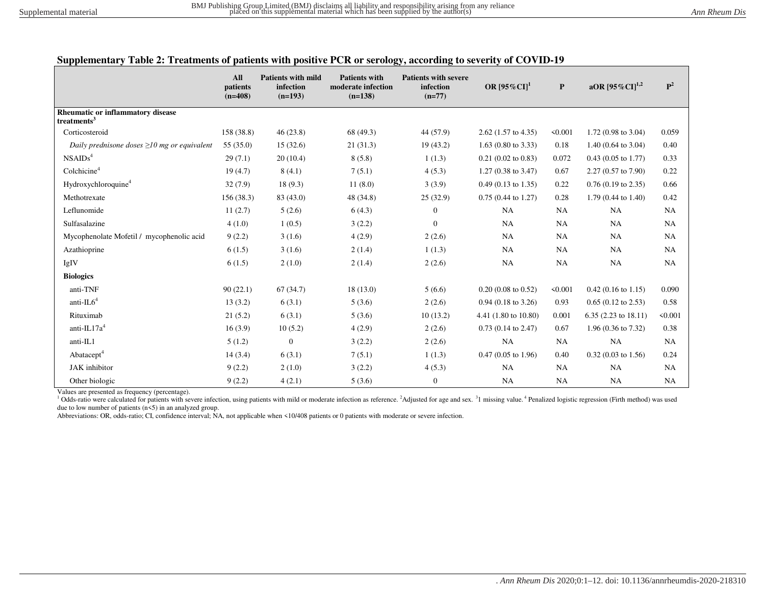**Supplementary Table 2: Treatments of patients with positive PCR or serology, according to severity of COVID-19**

| | All patients (n=408) | Patients with mild infection (n=193) | Patients with moderate infection (n=138) | Patients with severe infection (n=77) | OR [95%CI][1] | P | aOR [95%CI][1,2] | P[2] |
|---|---|---|---|---|---|---|---|---|
| **Rheumatic or inflammatory disease treatments[3]** | | | | | | | | |
| Corticosteroid | 158 (38.8) | 46 (23.8) | 68 (49.3) | 44 (57.9) | 2.62 (1.57 to 4.35) | <0.001 | 1.72 (0.98 to 3.04) | 0.059 |
| *Daily prednisone doses ≥10 mg or equivalent* | 55 (35.0) | 15 (32.6) | 21 (31.3) | 19 (43.2) | 1.63 (0.80 to 3.33) | 0.18 | 1.40 (0.64 to 3.04) | 0.40 |
| NSAIDs[4] | 29 (7.1) | 20 (10.4) | 8 (5.8) | 1 (1.3) | 0.21 (0.02 to 0.83) | 0.072 | 0.43 (0.05 to 1.77) | 0.33 |
| Colchicine[4] | 19 (4.7) | 8 (4.1) | 7 (5.1) | 4 (5.3) | 1.27 (0.38 to 3.47) | 0.67 | 2.27 (0.57 to 7.90) | 0.22 |
| Hydroxychloroquine[4] | 32 (7.9) | 18 (9.3) | 11 (8.0) | 3 (3.9) | 0.49 (0.13 to 1.35) | 0.22 | 0.76 (0.19 to 2.35) | 0.66 |
| Methotrexate | 156 (38.3) | 83 (43.0) | 48 (34.8) | 25 (32.9) | 0.75 (0.44 to 1.27) | 0.28 | 1.79 (0.44 to 1.40) | 0.42 |
| Leflunomide | 11 (2.7) | 5 (2.6) | 6 (4.3) | 0 | NA | NA | NA | NA |
| Sulfasalazine | 4 (1.0) | 1 (0.5) | 3 (2.2) | 0 | NA | NA | NA | NA |
| Mycophenolate Mofetil / mycophenolic acid | 9 (2.2) | 3 (1.6) | 4 (2.9) | 2 (2.6) | NA | NA | NA | NA |
| Azathioprine | 6 (1.5) | 3 (1.6) | 2 (1.4) | 1 (1.3) | NA | NA | NA | NA |
| IgIV | 6 (1.5) | 2 (1.0) | 2 (1.4) | 2 (2.6) | NA | NA | NA | NA |
| **Biologics** | | | | | | | | |
| anti-TNF | 90 (22.1) | 67 (34.7) | 18 (13.0) | 5 (6.6) | 0.20 (0.08 to 0.52) | <0.001 | 0.42 (0.16 to 1.15) | 0.090 |
| anti-IL6[4] | 13 (3.2) | 6 (3.1) | 5 (3.6) | 2 (2.6) | 0.94 (0.18 to 3.26) | 0.93 | 0.65 (0.12 to 2.53) | 0.58 |
| Rituximab | 21 (5.2) | 6 (3.1) | 5 (3.6) | 10 (13.2) | 4.41 (1.80 to 10.80) | 0.001 | 6.35 (2.23 to 18.11) | <0.001 |
| anti-IL17a[4] | 16 (3.9) | 10 (5.2) | 4 (2.9) | 2 (2.6) | 0.73 (0.14 to 2.47) | 0.67 | 1.96 (0.36 to 7.32) | 0.38 |
| anti-IL1 | 5 (1.2) | 0 | 3 (2.2) | 2 (2.6) | NA | NA | NA | NA |
| Abatacept[4] | 14 (3.4) | 6 (3.1) | 7 (5.1) | 1 (1.3) | 0.47 (0.05 to 1.96) | 0.40 | 0.32 (0.03 to 1.56) | 0.24 |
| JAK inhibitor | 9 (2.2) | 2 (1.0) | 3 (2.2) | 4 (5.3) | NA | NA | NA | NA |
| Other biologic | 9 (2.2) | 4 (2.1) | 5 (3.6) | 0 | NA | NA | NA | NA |

Values are presented as frequency (percentage).
[1] Odds-ratio were calculated for patients with severe infection, using patients with mild or moderate infection as reference. [2]Adjusted for age and sex. [3]1 missing value. [4] Penalized logistic regression (Firth method) was used due to low number of patients (n<5) in an analyzed group.
Abbreviations: OR, odds-ratio; CI, confidence interval; NA, not applicable when <10/408 patients or 0 patients with moderate or severe infection.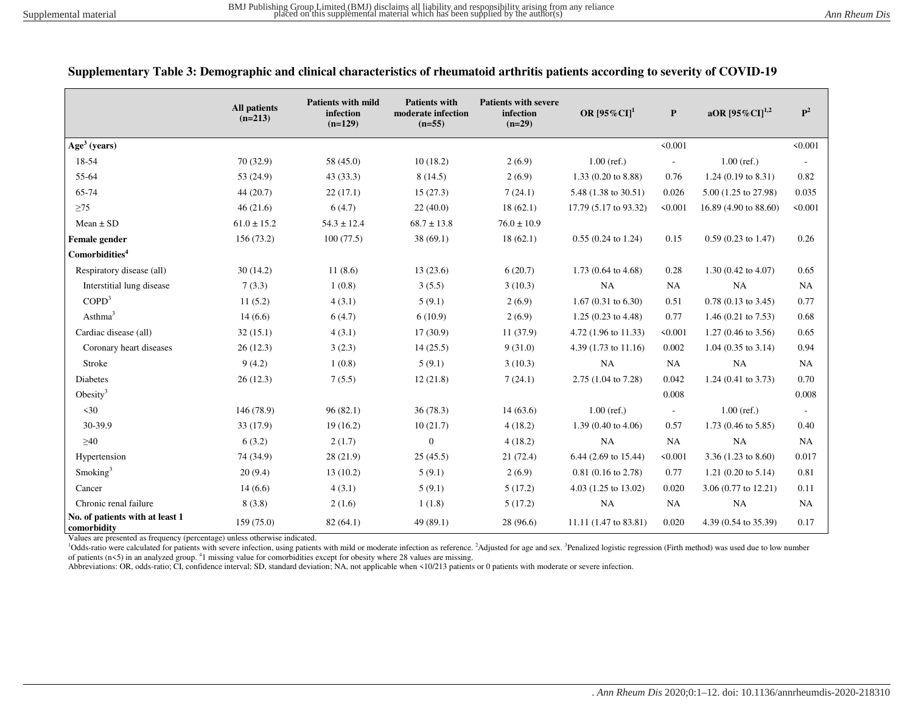**Supplementary Table 3: Demographic and clinical characteristics of rheumatoid arthritis patients according to severity of COVID-19**

| | All patients (n=213) | Patients with mild infection (n=129) | Patients with moderate infection (n=55) | Patients with severe infection (n=29) | OR [95%CI][1] | P | aOR [95%CI][1,2] | P[2] |
|---|---|---|---|---|---|---|---|---|
| **Age[3] (years)** | | | | | | <0.001 | | <0.001 |
| 18-54 | 70 (32.9) | 58 (45.0) | 10 (18.2) | 2 (6.9) | 1.00 (ref.) | - | 1.00 (ref.) | - |
| 55-64 | 53 (24.9) | 43 (33.3) | 8 (14.5) | 2 (6.9) | 1.33 (0.20 to 8.88) | 0.76 | 1.24 (0.19 to 8.31) | 0.82 |
| 65-74 | 44 (20.7) | 22 (17.1) | 15 (27.3) | 7 (24.1) | 5.48 (1.38 to 30.51) | 0.026 | 5.00 (1.25 to 27.98) | 0.035 |
| ≥75 | 46 (21.6) | 6 (4.7) | 22 (40.0) | 18 (62.1) | 17.79 (5.17 to 93.32) | <0.001 | 16.89 (4.90 to 88.60) | <0.001 |
| Mean ± SD | 61.0 ± 15.2 | 54.3 ± 12.4 | 68.7 ± 13.8 | 76.0 ± 10.9 | | | | |
| **Female gender** | 156 (73.2) | 100 (77.5) | 38 (69.1) | 18 (62.1) | 0.55 (0.24 to 1.24) | 0.15 | 0.59 (0.23 to 1.47) | 0.26 |
| **Comorbidities[4]** | | | | | | | | |
| Respiratory disease (all) | 30 (14.2) | 11 (8.6) | 13 (23.6) | 6 (20.7) | 1.73 (0.64 to 4.68) | 0.28 | 1.30 (0.42 to 4.07) | 0.65 |
| Interstitial lung disease | 7 (3.3) | 1 (0.8) | 3 (5.5) | 3 (10.3) | NA | NA | NA | NA |
| COPD[3] | 11 (5.2) | 4 (3.1) | 5 (9.1) | 2 (6.9) | 1.67 (0.31 to 6.30) | 0.51 | 0.78 (0.13 to 3.45) | 0.77 |
| Asthma[3] | 14 (6.6) | 6 (4.7) | 6 (10.9) | 2 (6.9) | 1.25 (0.23 to 4.48) | 0.77 | 1.46 (0.21 to 7.53) | 0.68 |
| Cardiac disease (all) | 32 (15.1) | 4 (3.1) | 17 (30.9) | 11 (37.9) | 4.72 (1.96 to 11.33) | <0.001 | 1.27 (0.46 to 3.56) | 0.65 |
| Coronary heart diseases | 26 (12.3) | 3 (2.3) | 14 (25.5) | 9 (31.0) | 4.39 (1.73 to 11.16) | 0.002 | 1.04 (0.35 to 3.14) | 0.94 |
| Stroke | 9 (4.2) | 1 (0.8) | 5 (9.1) | 3 (10.3) | NA | NA | NA | NA |
| Diabetes | 26 (12.3) | 7 (5.5) | 12 (21.8) | 7 (24.1) | 2.75 (1.04 to 7.28) | 0.042 | 1.24 (0.41 to 3.73) | 0.70 |
| Obesity[3] | | | | | | 0.008 | | 0.008 |
| <30 | 146 (78.9) | 96 (82.1) | 36 (78.3) | 14 (63.6) | 1.00 (ref.) | - | 1.00 (ref.) | - |
| 30-39.9 | 33 (17.9) | 19 (16.2) | 10 (21.7) | 4 (18.2) | 1.39 (0.40 to 4.06) | 0.57 | 1.73 (0.46 to 5.85) | 0.40 |
| ≥40 | 6 (3.2) | 2 (1.7) | 0 | 4 (18.2) | NA | NA | NA | NA |
| Hypertension | 74 (34.9) | 28 (21.9) | 25 (45.5) | 21 (72.4) | 6.44 (2.69 to 15.44) | <0.001 | 3.36 (1.23 to 8.60) | 0.017 |
| Smoking[3] | 20 (9.4) | 13 (10.2) | 5 (9.1) | 2 (6.9) | 0.81 (0.16 to 2.78) | 0.77 | 1.21 (0.20 to 5.14) | 0.81 |
| Cancer | 14 (6.6) | 4 (3.1) | 5 (9.1) | 5 (17.2) | 4.03 (1.25 to 13.02) | 0.020 | 3.06 (0.77 to 12.21) | 0.11 |
| Chronic renal failure | 8 (3.8) | 2 (1.6) | 1 (1.8) | 5 (17.2) | NA | NA | NA | NA |
| **No. of patients with at least 1 comorbidity** | 159 (75.0) | 82 (64.1) | 49 (89.1) | 28 (96.6) | 11.11 (1.47 to 83.81) | 0.020 | 4.39 (0.54 to 35.39) | 0.17 |

Values are presented as frequency (percentage) unless otherwise indicated.
[1]Odds-ratio were calculated for patients with severe infection, using patients with mild or moderate infection as reference. [2]Adjusted for age and sex. [3]Penalized logistic regression (Firth method) was used due to low number of patients (n<5) in an analyzed group. [4]1 missing value for comorbidities except for obesity where 28 values are missing.
Abbreviations: OR, odds-ratio; CI, confidence interval; SD, standard deviation; NA, not applicable when <10/213 patients or 0 patients with moderate or severe infection.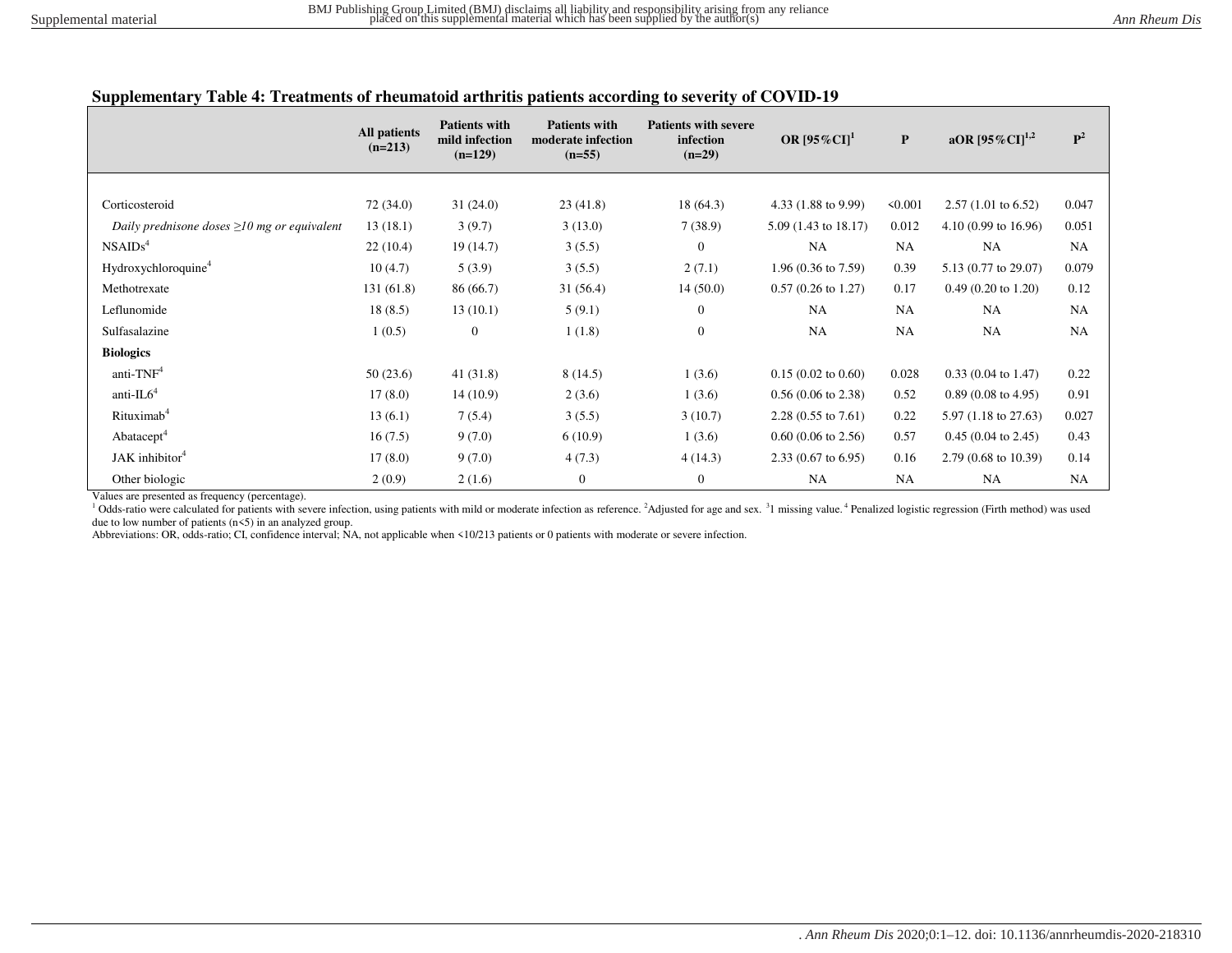**Supplementary Table 4: Treatments of rheumatoid arthritis patients according to severity of COVID-19**

| | All patients (n=213) | Patients with mild infection (n=129) | Patients with moderate infection (n=55) | Patients with severe infection (n=29) | OR [95%CI][1] | P | aOR [95%CI][1,2] | P[2] |
|---|---|---|---|---|---|---|---|---|
| Corticosteroid | 72 (34.0) | 31 (24.0) | 23 (41.8) | 18 (64.3) | 4.33 (1.88 to 9.99) | <0.001 | 2.57 (1.01 to 6.52) | 0.047 |
| *Daily prednisone doses ≥10 mg or equivalent* | 13 (18.1) | 3 (9.7) | 3 (13.0) | 7 (38.9) | 5.09 (1.43 to 18.17) | 0.012 | 4.10 (0.99 to 16.96) | 0.051 |
| NSAIDs[4] | 22 (10.4) | 19 (14.7) | 3 (5.5) | 0 | NA | NA | NA | NA |
| Hydroxychloroquine[4] | 10 (4.7) | 5 (3.9) | 3 (5.5) | 2 (7.1) | 1.96 (0.36 to 7.59) | 0.39 | 5.13 (0.77 to 29.07) | 0.079 |
| Methotrexate | 131 (61.8) | 86 (66.7) | 31 (56.4) | 14 (50.0) | 0.57 (0.26 to 1.27) | 0.17 | 0.49 (0.20 to 1.20) | 0.12 |
| Leflunomide | 18 (8.5) | 13 (10.1) | 5 (9.1) | 0 | NA | NA | NA | NA |
| Sulfasalazine | 1 (0.5) | 0 | 1 (1.8) | 0 | NA | NA | NA | NA |
| **Biologics** | | | | | | | | |
| anti-TNF[4] | 50 (23.6) | 41 (31.8) | 8 (14.5) | 1 (3.6) | 0.15 (0.02 to 0.60) | 0.028 | 0.33 (0.04 to 1.47) | 0.22 |
| anti-IL6[4] | 17 (8.0) | 14 (10.9) | 2 (3.6) | 1 (3.6) | 0.56 (0.06 to 2.38) | 0.52 | 0.89 (0.08 to 4.95) | 0.91 |
| Rituximab[4] | 13 (6.1) | 7 (5.4) | 3 (5.5) | 3 (10.7) | 2.28 (0.55 to 7.61) | 0.22 | 5.97 (1.18 to 27.63) | 0.027 |
| Abatacept[4] | 16 (7.5) | 9 (7.0) | 6 (10.9) | 1 (3.6) | 0.60 (0.06 to 2.56) | 0.57 | 0.45 (0.04 to 2.45) | 0.43 |
| JAK inhibitor[4] | 17 (8.0) | 9 (7.0) | 4 (7.3) | 4 (14.3) | 2.33 (0.67 to 6.95) | 0.16 | 2.79 (0.68 to 10.39) | 0.14 |
| Other biologic | 2 (0.9) | 2 (1.6) | 0 | 0 | NA | NA | NA | NA |

Values are presented as frequency (percentage).

[1] Odds-ratio were calculated for patients with severe infection, using patients with mild or moderate infection as reference. [2]Adjusted for age and sex. [3]1 missing value. [4] Penalized logistic regression (Firth method) was used due to low number of patients (n<5) in an analyzed group.

Abbreviations: OR, odds-ratio; CI, confidence interval; NA, not applicable when <10/213 patients or 0 patients with moderate or severe infection.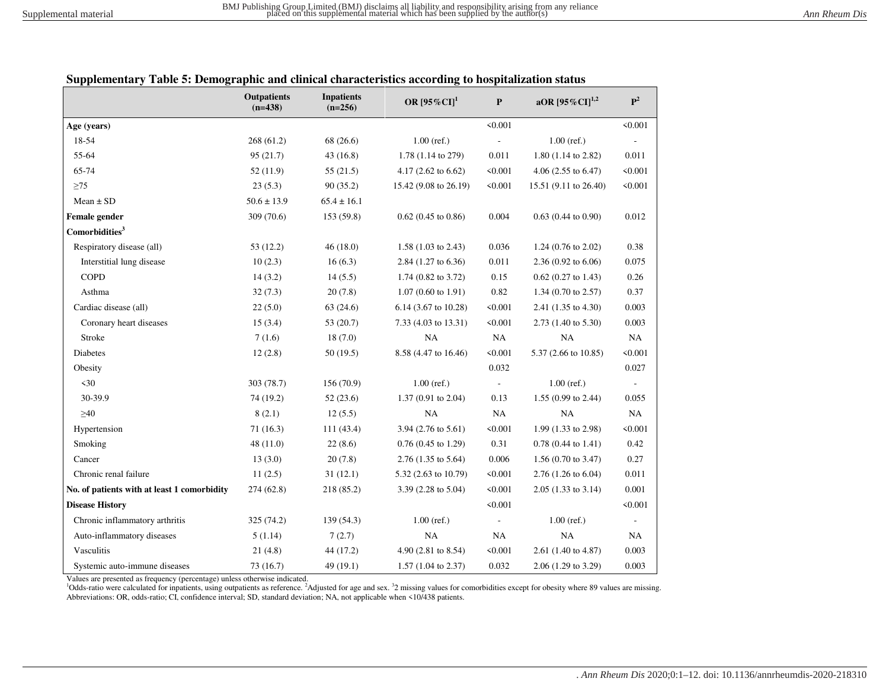**Supplementary Table 5: Demographic and clinical characteristics according to hospitalization status**

| | Outpatients (n=438) | Inpatients (n=256) | OR [95%CI][1] | P | aOR [95%CI][1,2] | P[2] |
|---|---|---|---|---|---|---|
| **Age (years)** | | | | <0.001 | | <0.001 |
| 18-54 | 268 (61.2) | 68 (26.6) | 1.00 (ref.) | - | 1.00 (ref.) | - |
| 55-64 | 95 (21.7) | 43 (16.8) | 1.78 (1.14 to 279) | 0.011 | 1.80 (1.14 to 2.82) | 0.011 |
| 65-74 | 52 (11.9) | 55 (21.5) | 4.17 (2.62 to 6.62) | <0.001 | 4.06 (2.55 to 6.47) | <0.001 |
| ≥75 | 23 (5.3) | 90 (35.2) | 15.42 (9.08 to 26.19) | <0.001 | 15.51 (9.11 to 26.40) | <0.001 |
| Mean ± SD | 50.6 ± 13.9 | 65.4 ± 16.1 | | | | |
| **Female gender** | 309 (70.6) | 153 (59.8) | 0.62 (0.45 to 0.86) | 0.004 | 0.63 (0.44 to 0.90) | 0.012 |
| **Comorbidities[3]** | | | | | | |
| Respiratory disease (all) | 53 (12.2) | 46 (18.0) | 1.58 (1.03 to 2.43) | 0.036 | 1.24 (0.76 to 2.02) | 0.38 |
| Interstitial lung disease | 10 (2.3) | 16 (6.3) | 2.84 (1.27 to 6.36) | 0.011 | 2.36 (0.92 to 6.06) | 0.075 |
| COPD | 14 (3.2) | 14 (5.5) | 1.74 (0.82 to 3.72) | 0.15 | 0.62 (0.27 to 1.43) | 0.26 |
| Asthma | 32 (7.3) | 20 (7.8) | 1.07 (0.60 to 1.91) | 0.82 | 1.34 (0.70 to 2.57) | 0.37 |
| Cardiac disease (all) | 22 (5.0) | 63 (24.6) | 6.14 (3.67 to 10.28) | <0.001 | 2.41 (1.35 to 4.30) | 0.003 |
| Coronary heart diseases | 15 (3.4) | 53 (20.7) | 7.33 (4.03 to 13.31) | <0.001 | 2.73 (1.40 to 5.30) | 0.003 |
| Stroke | 7 (1.6) | 18 (7.0) | NA | NA | NA | NA |
| Diabetes | 12 (2.8) | 50 (19.5) | 8.58 (4.47 to 16.46) | <0.001 | 5.37 (2.66 to 10.85) | <0.001 |
| Obesity | | | | 0.032 | | 0.027 |
| <30 | 303 (78.7) | 156 (70.9) | 1.00 (ref.) | - | 1.00 (ref.) | - |
| 30-39.9 | 74 (19.2) | 52 (23.6) | 1.37 (0.91 to 2.04) | 0.13 | 1.55 (0.99 to 2.44) | 0.055 |
| ≥40 | 8 (2.1) | 12 (5.5) | NA | NA | NA | NA |
| Hypertension | 71 (16.3) | 111 (43.4) | 3.94 (2.76 to 5.61) | <0.001 | 1.99 (1.33 to 2.98) | <0.001 |
| Smoking | 48 (11.0) | 22 (8.6) | 0.76 (0.45 to 1.29) | 0.31 | 0.78 (0.44 to 1.41) | 0.42 |
| Cancer | 13 (3.0) | 20 (7.8) | 2.76 (1.35 to 5.64) | 0.006 | 1.56 (0.70 to 3.47) | 0.27 |
| Chronic renal failure | 11 (2.5) | 31 (12.1) | 5.32 (2.63 to 10.79) | <0.001 | 2.76 (1.26 to 6.04) | 0.011 |
| **No. of patients with at least 1 comorbidity** | 274 (62.8) | 218 (85.2) | 3.39 (2.28 to 5.04) | <0.001 | 2.05 (1.33 to 3.14) | 0.001 |
| **Disease History** | | | | <0.001 | | <0.001 |
| Chronic inflammatory arthritis | 325 (74.2) | 139 (54.3) | 1.00 (ref.) | - | 1.00 (ref.) | - |
| Auto-inflammatory diseases | 5 (1.14) | 7 (2.7) | NA | NA | NA | NA |
| Vasculitis | 21 (4.8) | 44 (17.2) | 4.90 (2.81 to 8.54) | <0.001 | 2.61 (1.40 to 4.87) | 0.003 |
| Systemic auto-immune diseases | 73 (16.7) | 49 (19.1) | 1.57 (1.04 to 2.37) | 0.032 | 2.06 (1.29 to 3.29) | 0.003 |

Values are presented as frequency (percentage) unless otherwise indicated.
[1]Odds-ratio were calculated for inpatients, using outpatients as reference. [2]Adjusted for age and sex. [3]2 missing values for comorbidities except for obesity where 89 values are missing.
Abbreviations: OR, odds-ratio; CI, confidence interval; SD, standard deviation; NA, not applicable when <10/438 patients.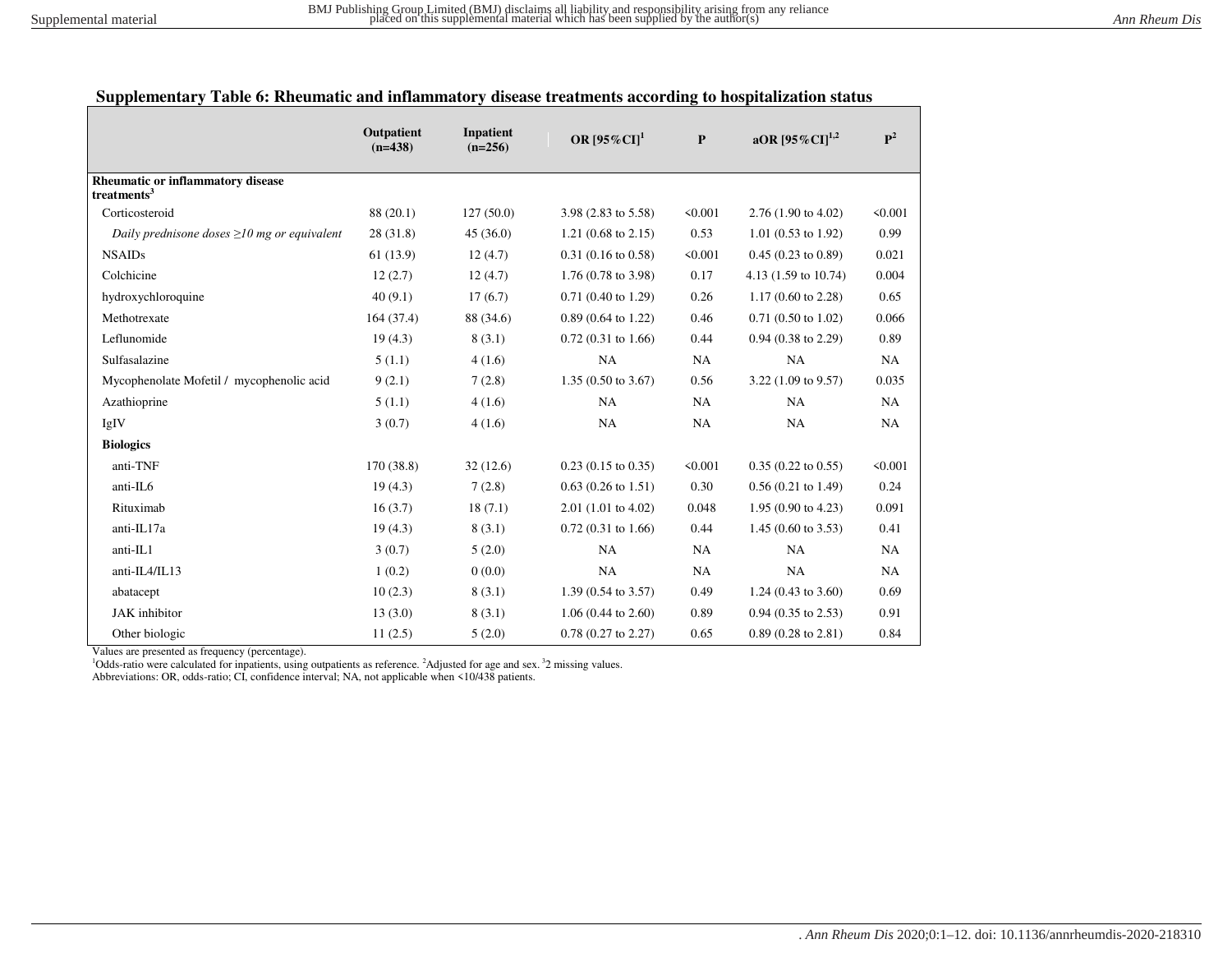### Supplementary Table 6: Rheumatic and inflammatory disease treatments according to hospitalization status

| | Outpatient (n=438) | Inpatient (n=256) | OR [95%CI][1] | P | aOR [95%CI][1,2] | P[2] |
|---|---|---|---|---|---|---|
| **Rheumatic or inflammatory disease treatments[3]** | | | | | | |
| Corticosteroid | 88 (20.1) | 127 (50.0) | 3.98 (2.83 to 5.58) | <0.001 | 2.76 (1.90 to 4.02) | <0.001 |
| *Daily prednisone doses ≥10 mg or equivalent* | 28 (31.8) | 45 (36.0) | 1.21 (0.68 to 2.15) | 0.53 | 1.01 (0.53 to 1.92) | 0.99 |
| NSAIDs | 61 (13.9) | 12 (4.7) | 0.31 (0.16 to 0.58) | <0.001 | 0.45 (0.23 to 0.89) | 0.021 |
| Colchicine | 12 (2.7) | 12 (4.7) | 1.76 (0.78 to 3.98) | 0.17 | 4.13 (1.59 to 10.74) | 0.004 |
| hydroxychloroquine | 40 (9.1) | 17 (6.7) | 0.71 (0.40 to 1.29) | 0.26 | 1.17 (0.60 to 2.28) | 0.65 |
| Methotrexate | 164 (37.4) | 88 (34.6) | 0.89 (0.64 to 1.22) | 0.46 | 0.71 (0.50 to 1.02) | 0.066 |
| Leflunomide | 19 (4.3) | 8 (3.1) | 0.72 (0.31 to 1.66) | 0.44 | 0.94 (0.38 to 2.29) | 0.89 |
| Sulfasalazine | 5 (1.1) | 4 (1.6) | NA | NA | NA | NA |
| Mycophenolate Mofetil / mycophenolic acid | 9 (2.1) | 7 (2.8) | 1.35 (0.50 to 3.67) | 0.56 | 3.22 (1.09 to 9.57) | 0.035 |
| Azathioprine | 5 (1.1) | 4 (1.6) | NA | NA | NA | NA |
| IgIV | 3 (0.7) | 4 (1.6) | NA | NA | NA | NA |
| **Biologics** | | | | | | |
| anti-TNF | 170 (38.8) | 32 (12.6) | 0.23 (0.15 to 0.35) | <0.001 | 0.35 (0.22 to 0.55) | <0.001 |
| anti-IL6 | 19 (4.3) | 7 (2.8) | 0.63 (0.26 to 1.51) | 0.30 | 0.56 (0.21 to 1.49) | 0.24 |
| Rituximab | 16 (3.7) | 18 (7.1) | 2.01 (1.01 to 4.02) | 0.048 | 1.95 (0.90 to 4.23) | 0.091 |
| anti-IL17a | 19 (4.3) | 8 (3.1) | 0.72 (0.31 to 1.66) | 0.44 | 1.45 (0.60 to 3.53) | 0.41 |
| anti-IL1 | 3 (0.7) | 5 (2.0) | NA | NA | NA | NA |
| anti-IL4/IL13 | 1 (0.2) | 0 (0.0) | NA | NA | NA | NA |
| abatacept | 10 (2.3) | 8 (3.1) | 1.39 (0.54 to 3.57) | 0.49 | 1.24 (0.43 to 3.60) | 0.69 |
| JAK inhibitor | 13 (3.0) | 8 (3.1) | 1.06 (0.44 to 2.60) | 0.89 | 0.94 (0.35 to 2.53) | 0.91 |
| Other biologic | 11 (2.5) | 5 (2.0) | 0.78 (0.27 to 2.27) | 0.65 | 0.89 (0.28 to 2.81) | 0.84 |

Values are presented as frequency (percentage).
[1]Odds-ratio were calculated for inpatients, using outpatients as reference. [2]Adjusted for age and sex. [3]2 missing values.
Abbreviations: OR, odds-ratio; CI, confidence interval; NA, not applicable when <10/438 patients.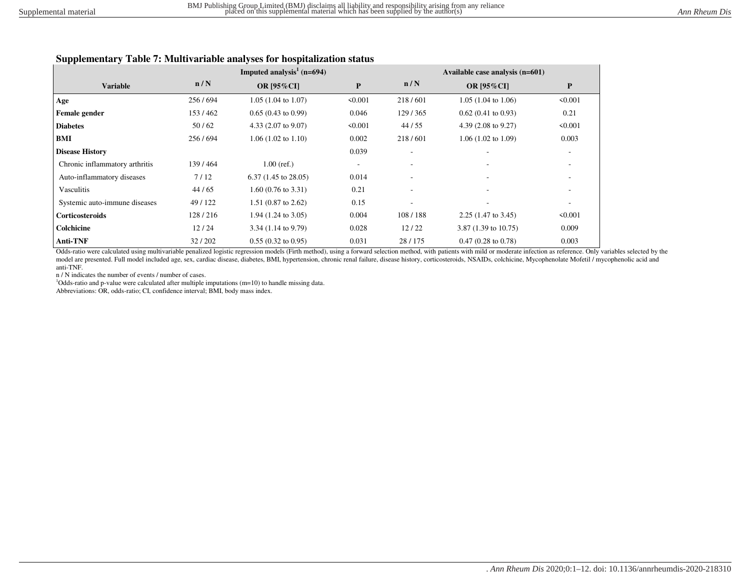### Supplementary Table 7: Multivariable analyses for hospitalization status

| Variable | Imputed analysis[1] (n=694) | | | Available case analysis (n=601) | | |
|---|---|---|---|---|---|---|
| | n / N | OR [95%CI] | P | n / N | OR [95%CI] | P |
| **Age** | 256 / 694 | 1.05 (1.04 to 1.07) | <0.001 | 218 / 601 | 1.05 (1.04 to 1.06) | <0.001 |
| **Female gender** | 153 / 462 | 0.65 (0.43 to 0.99) | 0.046 | 129 / 365 | 0.62 (0.41 to 0.93) | 0.21 |
| **Diabetes** | 50 / 62 | 4.33 (2.07 to 9.07) | <0.001 | 44 / 55 | 4.39 (2.08 to 9.27) | <0.001 |
| **BMI** | 256 / 694 | 1.06 (1.02 to 1.10) | 0.002 | 218 / 601 | 1.06 (1.02 to 1.09) | 0.003 |
| **Disease History** | | | 0.039 | - | - | - |
| Chronic inflammatory arthritis | 139 / 464 | 1.00 (ref.) | - | - | - | - |
| Auto-inflammatory diseases | 7 / 12 | 6.37 (1.45 to 28.05) | 0.014 | - | - | - |
| Vasculitis | 44 / 65 | 1.60 (0.76 to 3.31) | 0.21 | - | - | - |
| Systemic auto-immune diseases | 49 / 122 | 1.51 (0.87 to 2.62) | 0.15 | - | - | - |
| **Corticosteroids** | 128 / 216 | 1.94 (1.24 to 3.05) | 0.004 | 108 / 188 | 2.25 (1.47 to 3.45) | <0.001 |
| **Colchicine** | 12 / 24 | 3.34 (1.14 to 9.79) | 0.028 | 12 / 22 | 3.87 (1.39 to 10.75) | 0.009 |
| **Anti-TNF** | 32 / 202 | 0.55 (0.32 to 0.95) | 0.031 | 28 / 175 | 0.47 (0.28 to 0.78) | 0.003 |

Odds-ratio were calculated using multivariable penalized logistic regression models (Firth method), using a forward selection method, with patients with mild or moderate infection as reference. Only variables selected by the model are presented. Full model included age, sex, cardiac disease, diabetes, BMI, hypertension, chronic renal failure, disease history, corticosteroids, NSAIDs, colchicine, Mycophenolate Mofetil / mycophenolic acid and anti-TNF.

n / N indicates the number of events / number of cases.

[1]Odds-ratio and p-value were calculated after multiple imputations (m=10) to handle missing data.

Abbreviations: OR, odds-ratio; CI, confidence interval; BMI, body mass index.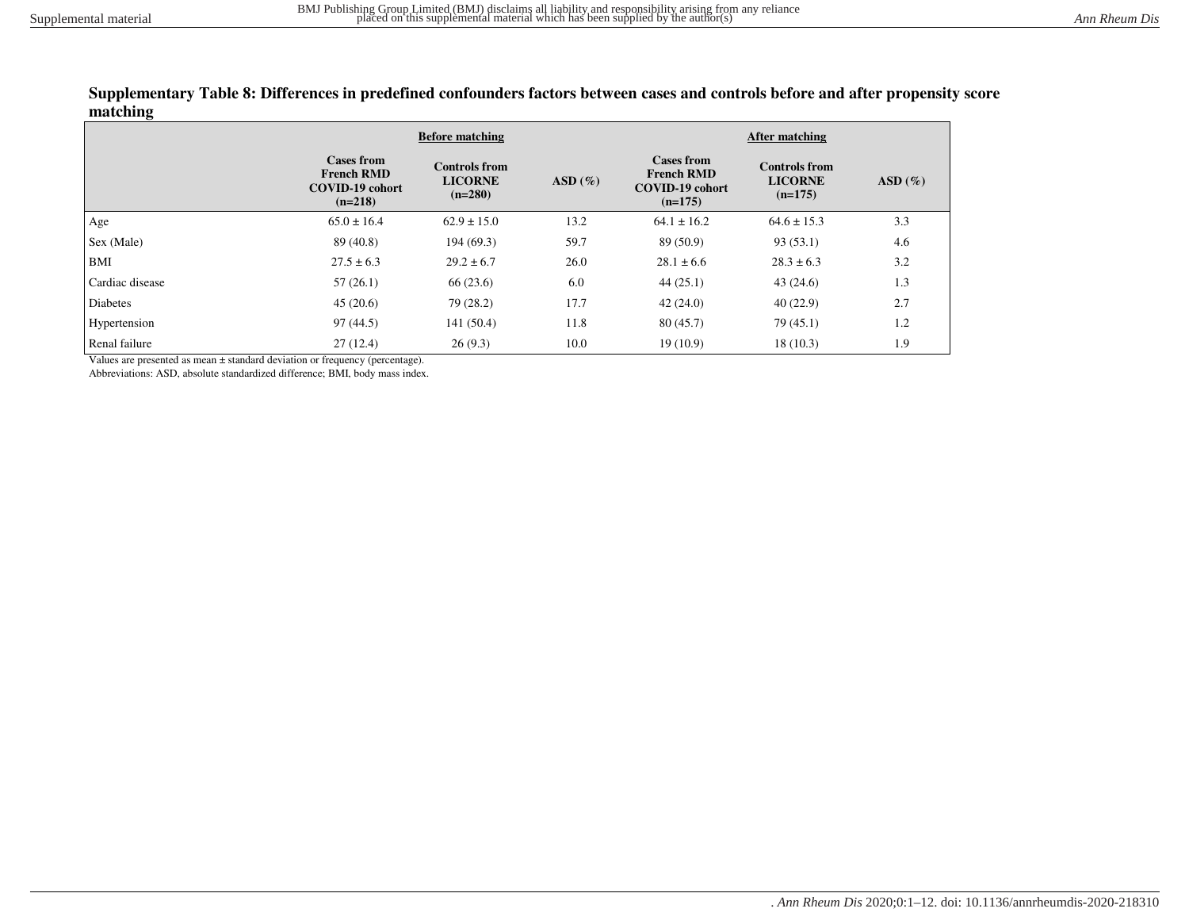**Supplementary Table 8: Differences in predefined confounders factors between cases and controls before and after propensity score matching**

| | Before matching | | | After matching | | |
|---|---|---|---|---|---|---|
| | Cases from French RMD COVID-19 cohort (n=218) | Controls from LICORNE (n=280) | ASD (%) | Cases from French RMD COVID-19 cohort (n=175) | Controls from LICORNE (n=175) | ASD (%) |
| Age | 65.0 ± 16.4 | 62.9 ± 15.0 | 13.2 | 64.1 ± 16.2 | 64.6 ± 15.3 | 3.3 |
| Sex (Male) | 89 (40.8) | 194 (69.3) | 59.7 | 89 (50.9) | 93 (53.1) | 4.6 |
| BMI | 27.5 ± 6.3 | 29.2 ± 6.7 | 26.0 | 28.1 ± 6.6 | 28.3 ± 6.3 | 3.2 |
| Cardiac disease | 57 (26.1) | 66 (23.6) | 6.0 | 44 (25.1) | 43 (24.6) | 1.3 |
| Diabetes | 45 (20.6) | 79 (28.2) | 17.7 | 42 (24.0) | 40 (22.9) | 2.7 |
| Hypertension | 97 (44.5) | 141 (50.4) | 11.8 | 80 (45.7) | 79 (45.1) | 1.2 |
| Renal failure | 27 (12.4) | 26 (9.3) | 10.0 | 19 (10.9) | 18 (10.3) | 1.9 |

Values are presented as mean ± standard deviation or frequency (percentage).

Abbreviations: ASD, absolute standardized difference; BMI, body mass index.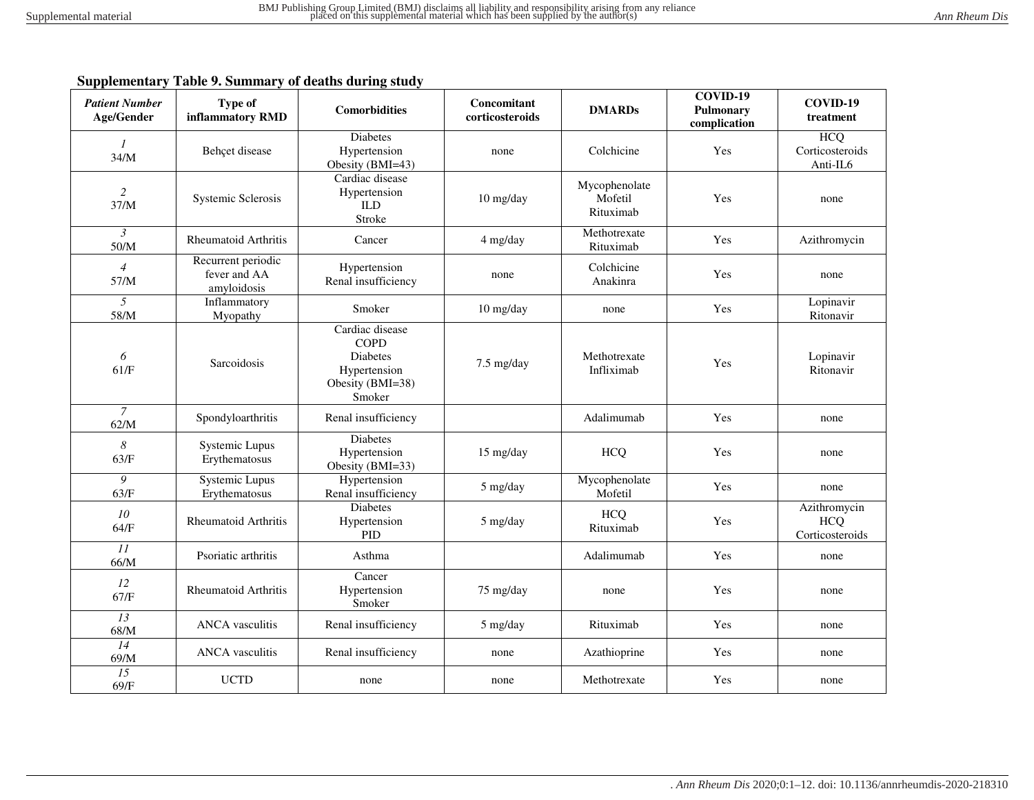**Supplementary Table 9. Summary of deaths during study**

| *Patient Number* Age/Gender | Type of inflammatory RMD | Comorbidities | Concomitant corticosteroids | DMARDs | COVID-19 Pulmonary complication | COVID-19 treatment |
|---|---|---|---|---|---|---|
| *1* 34/M | Behçet disease | Diabetes Hypertension Obesity (BMI=43) | none | Colchicine | Yes | HCQ Corticosteroids Anti-IL6 |
| *2* 37/M | Systemic Sclerosis | Cardiac disease Hypertension ILD Stroke | 10 mg/day | Mycophenolate Mofetil Rituximab | Yes | none |
| *3* 50/M | Rheumatoid Arthritis | Cancer | 4 mg/day | Methotrexate Rituximab | Yes | Azithromycin |
| *4* 57/M | Recurrent periodic fever and AA amyloidosis | Hypertension Renal insufficiency | none | Colchicine Anakinra | Yes | none |
| *5* 58/M | Inflammatory Myopathy | Smoker | 10 mg/day | none | Yes | Lopinavir Ritonavir |
| *6* 61/F | Sarcoidosis | Cardiac disease COPD Diabetes Hypertension Obesity (BMI=38) Smoker | 7.5 mg/day | Methotrexate Infliximab | Yes | Lopinavir Ritonavir |
| *7* 62/M | Spondyloarthritis | Renal insufficiency | | Adalimumab | Yes | none |
| *8* 63/F | Systemic Lupus Erythematosus | Diabetes Hypertension Obesity (BMI=33) | 15 mg/day | HCQ | Yes | none |
| *9* 63/F | Systemic Lupus Erythematosus | Hypertension Renal insufficiency | 5 mg/day | Mycophenolate Mofetil | Yes | none |
| *10* 64/F | Rheumatoid Arthritis | Diabetes Hypertension PID | 5 mg/day | HCQ Rituximab | Yes | Azithromycin HCQ Corticosteroids |
| *11* 66/M | Psoriatic arthritis | Asthma | | Adalimumab | Yes | none |
| *12* 67/F | Rheumatoid Arthritis | Cancer Hypertension Smoker | 75 mg/day | none | Yes | none |
| *13* 68/M | ANCA vasculitis | Renal insufficiency | 5 mg/day | Rituximab | Yes | none |
| *14* 69/M | ANCA vasculitis | Renal insufficiency | none | Azathioprine | Yes | none |
| *15* 69/F | UCTD | none | none | Methotrexate | Yes | none |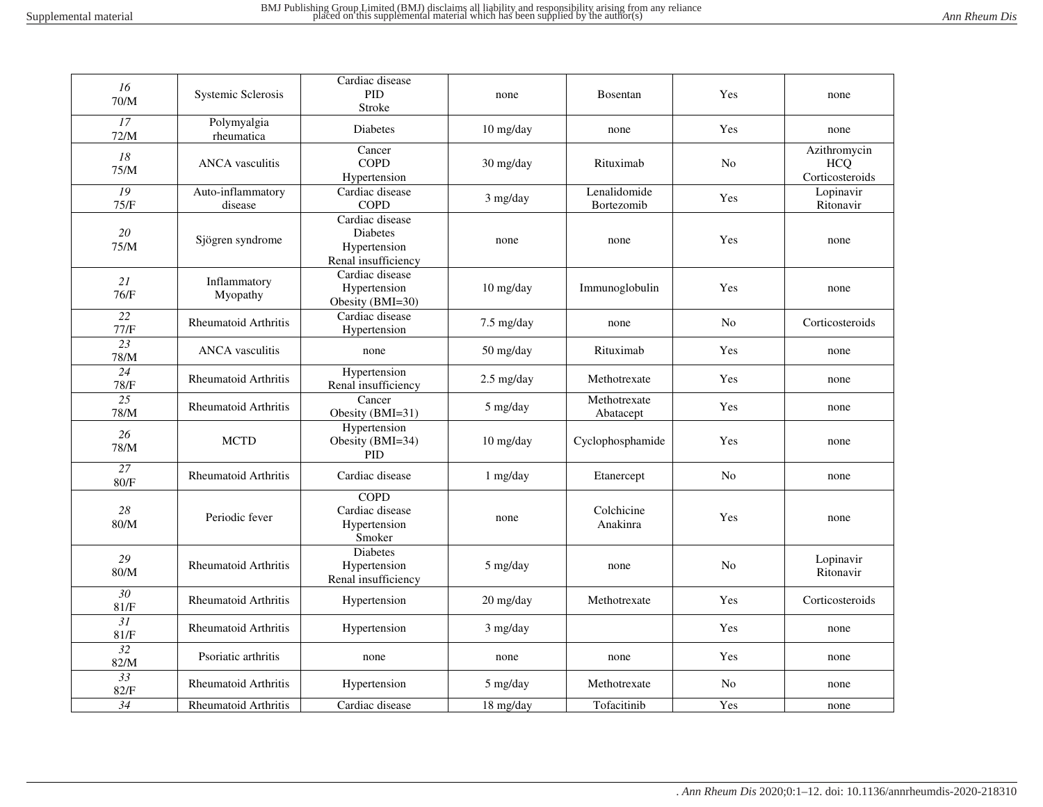| | | | | | | |
|---|---|---|---|---|---|---|
| *16*<br>70/M | Systemic Sclerosis | Cardiac disease<br>PID<br>Stroke | none | Bosentan | Yes | none |
| *17*<br>72/M | Polymyalgia rheumatica | Diabetes | 10 mg/day | none | Yes | none |
| *18*<br>75/M | ANCA vasculitis | Cancer<br>COPD<br>Hypertension | 30 mg/day | Rituximab | No | Azithromycin<br>HCQ<br>Corticosteroids |
| *19*<br>75/F | Auto-inflammatory disease | Cardiac disease<br>COPD | 3 mg/day | Lenalidomide<br>Bortezomib | Yes | Lopinavir<br>Ritonavir |
| *20*<br>75/M | Sjögren syndrome | Cardiac disease<br>Diabetes<br>Hypertension<br>Renal insufficiency | none | none | Yes | none |
| *21*<br>76/F | Inflammatory Myopathy | Cardiac disease<br>Hypertension<br>Obesity (BMI=30) | 10 mg/day | Immunoglobulin | Yes | none |
| *22*<br>77/F | Rheumatoid Arthritis | Cardiac disease<br>Hypertension | 7.5 mg/day | none | No | Corticosteroids |
| *23*<br>78/M | ANCA vasculitis | none | 50 mg/day | Rituximab | Yes | none |
| *24*<br>78/F | Rheumatoid Arthritis | Hypertension<br>Renal insufficiency | 2.5 mg/day | Methotrexate | Yes | none |
| *25*<br>78/M | Rheumatoid Arthritis | Cancer<br>Obesity (BMI=31) | 5 mg/day | Methotrexate<br>Abatacept | Yes | none |
| *26*<br>78/M | MCTD | Hypertension<br>Obesity (BMI=34)<br>PID | 10 mg/day | Cyclophosphamide | Yes | none |
| *27*<br>80/F | Rheumatoid Arthritis | Cardiac disease | 1 mg/day | Etanercept | No | none |
| *28*<br>80/M | Periodic fever | COPD<br>Cardiac disease<br>Hypertension<br>Smoker | none | Colchicine<br>Anakinra | Yes | none |
| *29*<br>80/M | Rheumatoid Arthritis | Diabetes<br>Hypertension<br>Renal insufficiency | 5 mg/day | none | No | Lopinavir<br>Ritonavir |
| *30*<br>81/F | Rheumatoid Arthritis | Hypertension | 20 mg/day | Methotrexate | Yes | Corticosteroids |
| *31*<br>81/F | Rheumatoid Arthritis | Hypertension | 3 mg/day | | Yes | none |
| *32*<br>82/M | Psoriatic arthritis | none | none | none | Yes | none |
| *33*<br>82/F | Rheumatoid Arthritis | Hypertension | 5 mg/day | Methotrexate | No | none |
| *34* | Rheumatoid Arthritis | Cardiac disease | 18 mg/day | Tofacitinib | Yes | none |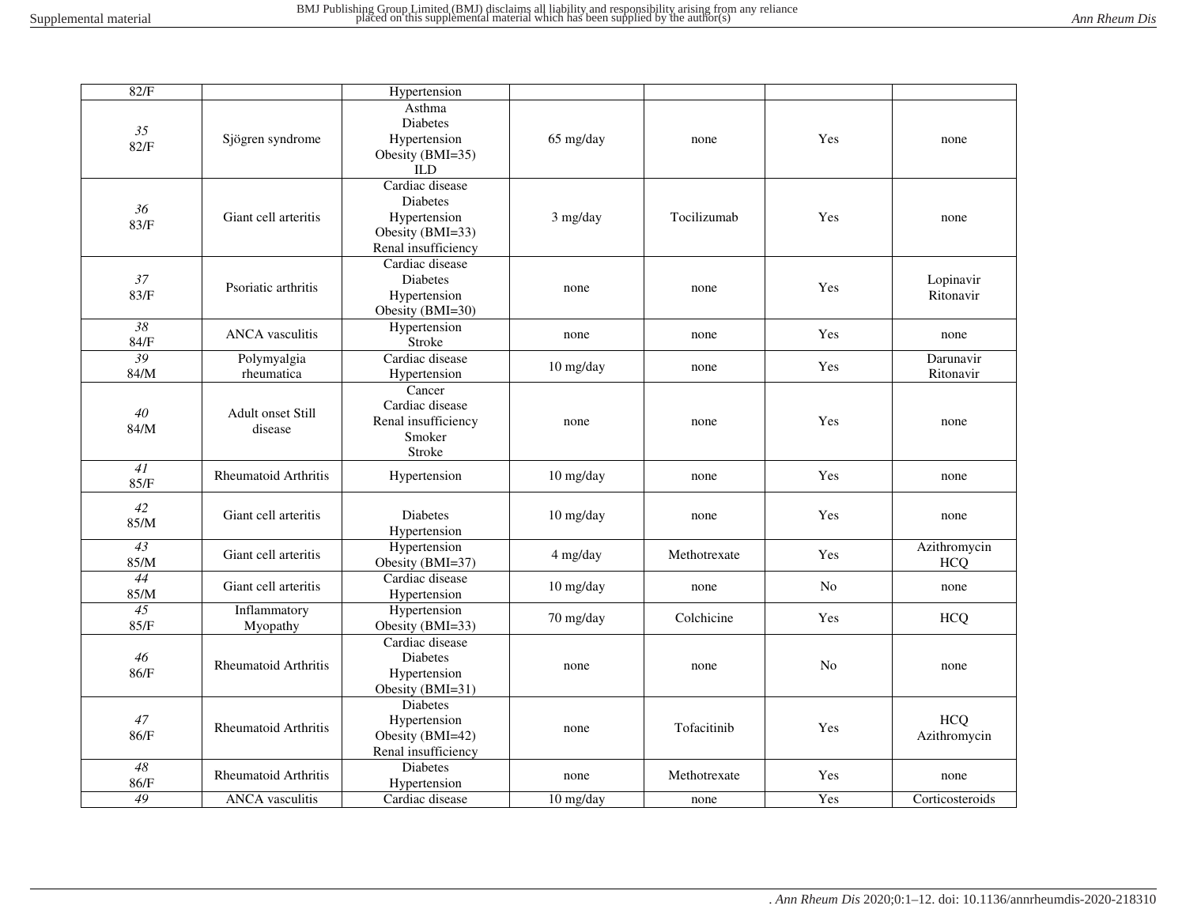| | | | | | | |
|---|---|---|---|---|---|---|
| 82/F | | Hypertension | | | | |
| *35* 82/F | Sjögren syndrome | Asthma Diabetes Hypertension Obesity (BMI=35) ILD | 65 mg/day | none | Yes | none |
| *36* 83/F | Giant cell arteritis | Cardiac disease Diabetes Hypertension Obesity (BMI=33) Renal insufficiency | 3 mg/day | Tocilizumab | Yes | none |
| *37* 83/F | Psoriatic arthritis | Cardiac disease Diabetes Hypertension Obesity (BMI=30) | none | none | Yes | Lopinavir Ritonavir |
| *38* 84/F | ANCA vasculitis | Hypertension Stroke | none | none | Yes | none |
| *39* 84/M | Polymyalgia rheumatica | Cardiac disease Hypertension | 10 mg/day | none | Yes | Darunavir Ritonavir |
| *40* 84/M | Adult onset Still disease | Cancer Cardiac disease Renal insufficiency Smoker Stroke | none | none | Yes | none |
| *41* 85/F | Rheumatoid Arthritis | Hypertension | 10 mg/day | none | Yes | none |
| *42* 85/M | Giant cell arteritis | Diabetes Hypertension | 10 mg/day | none | Yes | none |
| *43* 85/M | Giant cell arteritis | Hypertension Obesity (BMI=37) | 4 mg/day | Methotrexate | Yes | Azithromycin HCQ |
| *44* 85/M | Giant cell arteritis | Cardiac disease Hypertension | 10 mg/day | none | No | none |
| *45* 85/F | Inflammatory Myopathy | Hypertension Obesity (BMI=33) | 70 mg/day | Colchicine | Yes | HCQ |
| *46* 86/F | Rheumatoid Arthritis | Cardiac disease Diabetes Hypertension Obesity (BMI=31) | none | none | No | none |
| *47* 86/F | Rheumatoid Arthritis | Diabetes Hypertension Obesity (BMI=42) Renal insufficiency | none | Tofacitinib | Yes | HCQ Azithromycin |
| *48* 86/F | Rheumatoid Arthritis | Diabetes Hypertension | none | Methotrexate | Yes | none |
| *49* | ANCA vasculitis | Cardiac disease | 10 mg/day | none | Yes | Corticosteroids |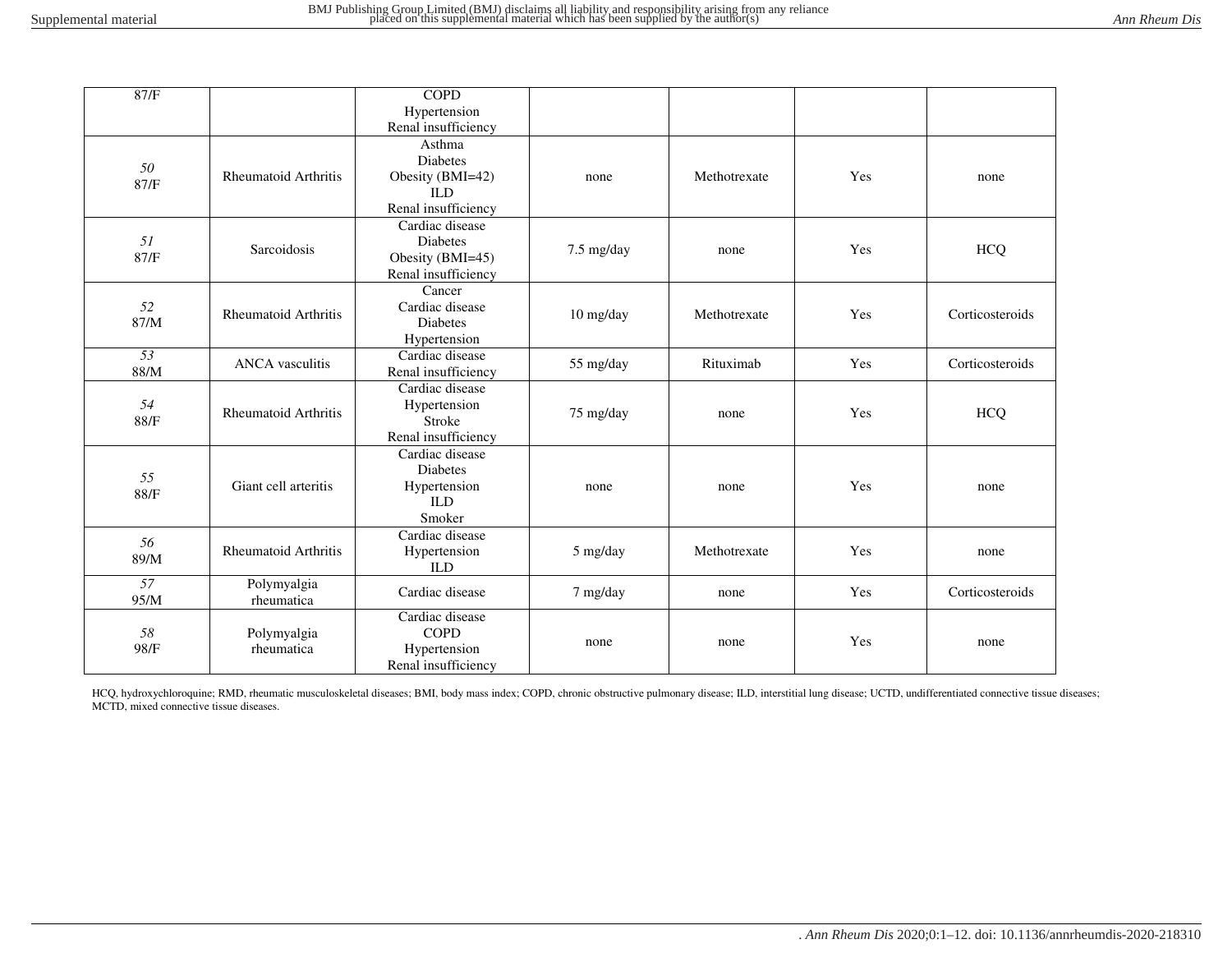| | | | | | | |
|---|---|---|---|---|---|---|
| 87/F | | COPD<br>Hypertension<br>Renal insufficiency | | | | |
| *50*<br>87/F | Rheumatoid Arthritis | Asthma<br>Diabetes<br>Obesity (BMI=42)<br>ILD<br>Renal insufficiency | none | Methotrexate | Yes | none |
| *51*<br>87/F | Sarcoidosis | Cardiac disease<br>Diabetes<br>Obesity (BMI=45)<br>Renal insufficiency | 7.5 mg/day | none | Yes | HCQ |
| *52*<br>87/M | Rheumatoid Arthritis | Cancer<br>Cardiac disease<br>Diabetes<br>Hypertension | 10 mg/day | Methotrexate | Yes | Corticosteroids |
| *53*<br>88/M | ANCA vasculitis | Cardiac disease<br>Renal insufficiency | 55 mg/day | Rituximab | Yes | Corticosteroids |
| *54*<br>88/F | Rheumatoid Arthritis | Cardiac disease<br>Hypertension<br>Stroke<br>Renal insufficiency | 75 mg/day | none | Yes | HCQ |
| *55*<br>88/F | Giant cell arteritis | Cardiac disease<br>Diabetes<br>Hypertension<br>ILD<br>Smoker | none | none | Yes | none |
| *56*<br>89/M | Rheumatoid Arthritis | Cardiac disease<br>Hypertension<br>ILD | 5 mg/day | Methotrexate | Yes | none |
| *57*<br>95/M | Polymyalgia rheumatica | Cardiac disease | 7 mg/day | none | Yes | Corticosteroids |
| *58*<br>98/F | Polymyalgia rheumatica | Cardiac disease<br>COPD<br>Hypertension<br>Renal insufficiency | none | none | Yes | none |

HCQ, hydroxychloroquine; RMD, rheumatic musculoskeletal diseases; BMI, body mass index; COPD, chronic obstructive pulmonary disease; ILD, interstitial lung disease; UCTD, undifferentiated connective tissue diseases; MCTD, mixed connective tissue diseases.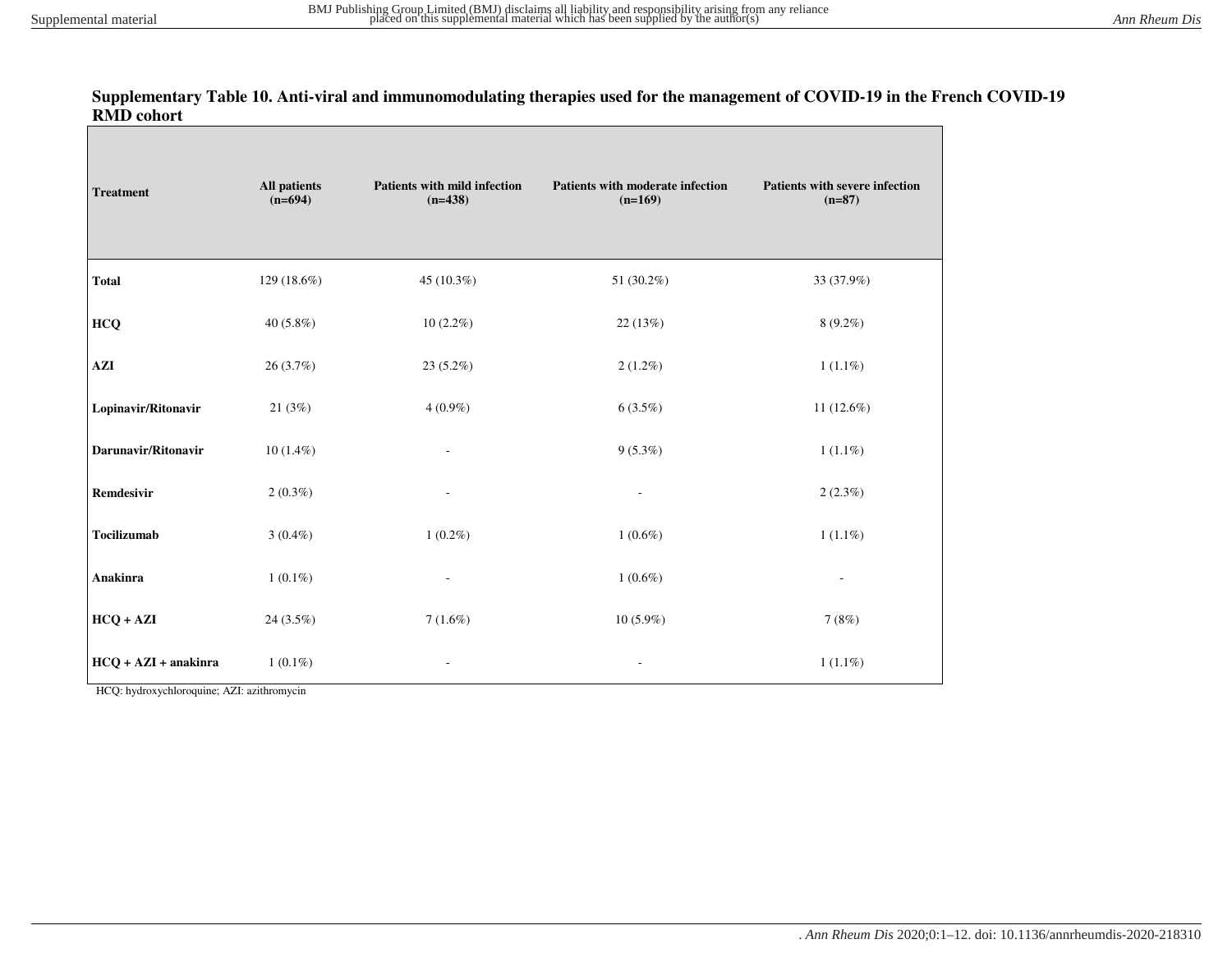**Supplementary Table 10. Anti-viral and immunomodulating therapies used for the management of COVID-19 in the French COVID-19 RMD cohort**

| Treatment | All patients (n=694) | Patients with mild infection (n=438) | Patients with moderate infection (n=169) | Patients with severe infection (n=87) |
|---|---|---|---|---|
| **Total** | 129 (18.6%) | 45 (10.3%) | 51 (30.2%) | 33 (37.9%) |
| **HCQ** | 40 (5.8%) | 10 (2.2%) | 22 (13%) | 8 (9.2%) |
| **AZI** | 26 (3.7%) | 23 (5.2%) | 2 (1.2%) | 1 (1.1%) |
| **Lopinavir/Ritonavir** | 21 (3%) | 4 (0.9%) | 6 (3.5%) | 11 (12.6%) |
| **Darunavir/Ritonavir** | 10 (1.4%) | - | 9 (5.3%) | 1 (1.1%) |
| **Remdesivir** | 2 (0.3%) | - | - | 2 (2.3%) |
| **Tocilizumab** | 3 (0.4%) | 1 (0.2%) | 1 (0.6%) | 1 (1.1%) |
| **Anakinra** | 1 (0.1%) | - | 1 (0.6%) | - |
| **HCQ + AZI** | 24 (3.5%) | 7 (1.6%) | 10 (5.9%) | 7 (8%) |
| **HCQ + AZI + anakinra** | 1 (0.1%) | - | - | 1 (1.1%) |

HCQ: hydroxychloroquine; AZI: azithromycin